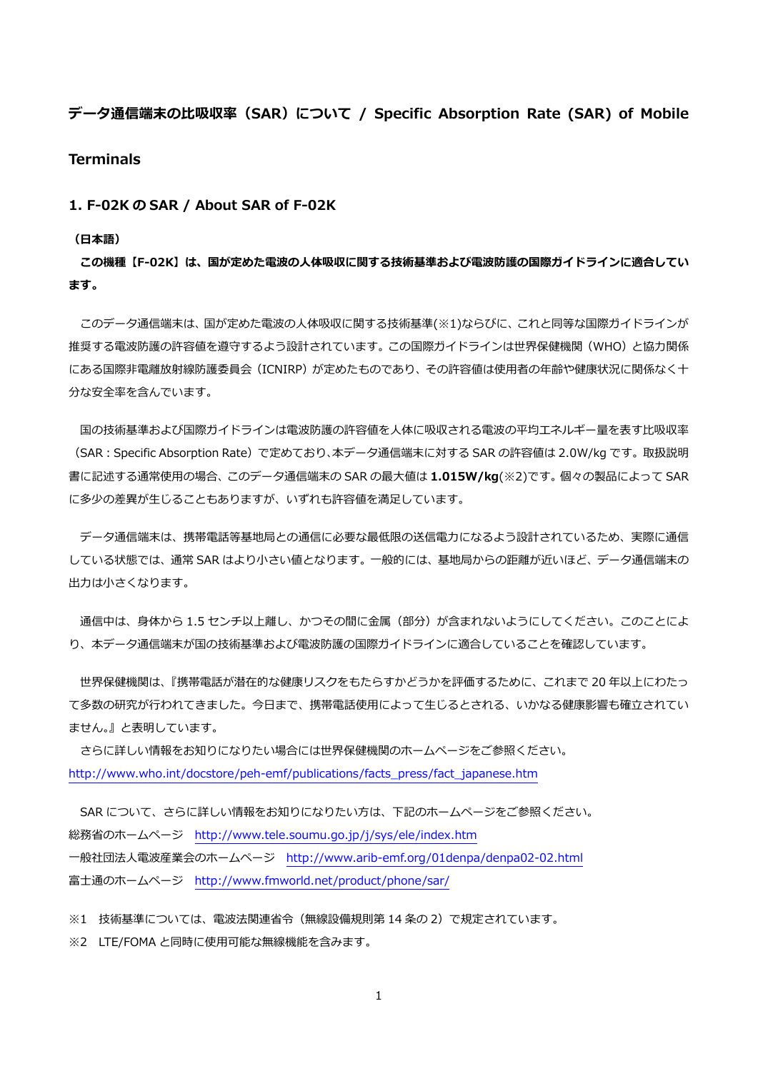# データ通信端末の比吸収率（SAR）について / Specific Absorption Rate (SAR) of Mobile Terminals

## 1. F-02K の SAR / About SAR of F-02K

**（日本語）**

**この機種【F-02K】は、国が定めた電波の人体吸収に関する技術基準および電波防護の国際ガイドラインに適合しています。**

このデータ通信端末は、国が定めた電波の人体吸収に関する技術基準(※1)ならびに、これと同等な国際ガイドラインが推奨する電波防護の許容値を遵守するよう設計されています。この国際ガイドラインは世界保健機関（WHO）と協力関係にある国際非電離放射線防護委員会（ICNIRP）が定めたものであり、その許容値は使用者の年齢や健康状況に関係なく十分な安全率を含んでいます。

国の技術基準および国際ガイドラインは電波防護の許容値を人体に吸収される電波の平均エネルギー量を表す比吸収率（SAR：Specific Absorption Rate）で定めており、本データ通信端末に対する SAR の許容値は 2.0W/kg です。取扱説明書に記述する通常使用の場合、このデータ通信端末の SAR の最大値は **1.015W/kg**(※2)です。個々の製品によって SAR に多少の差異が生じることもありますが、いずれも許容値を満足しています。

データ通信端末は、携帯電話等基地局との通信に必要な最低限の送信電力になるよう設計されているため、実際に通信している状態では、通常 SAR はより小さい値となります。一般的には、基地局からの距離が近いほど、データ通信端末の出力は小さくなります。

通信中は、身体から 1.5 センチ以上離し、かつその間に金属（部分）が含まれないようにしてください。このことにより、本データ通信端末が国の技術基準および電波防護の国際ガイドラインに適合していることを確認しています。

世界保健機関は、『携帯電話が潜在的な健康リスクをもたらすかどうかを評価するために、これまで 20 年以上にわたって多数の研究が行われてきました。今日まで、携帯電話使用によって生じるとされる、いかなる健康影響も確立されていません。』と表明しています。

さらに詳しい情報をお知りになりたい場合には世界保健機関のホームページをご参照ください。
http://www.who.int/docstore/peh-emf/publications/facts_press/fact_japanese.htm

SAR について、さらに詳しい情報をお知りになりたい方は、下記のホームページをご参照ください。
総務省のホームページ　http://www.tele.soumu.go.jp/j/sys/ele/index.htm
一般社団法人電波産業会のホームページ　http://www.arib-emf.org/01denpa/denpa02-02.html
富士通のホームページ　http://www.fmworld.net/product/phone/sar/

※1　技術基準については、電波法関連省令（無線設備規則第 14 条の 2）で規定されています。
※2　LTE/FOMA と同時に使用可能な無線機能を含みます。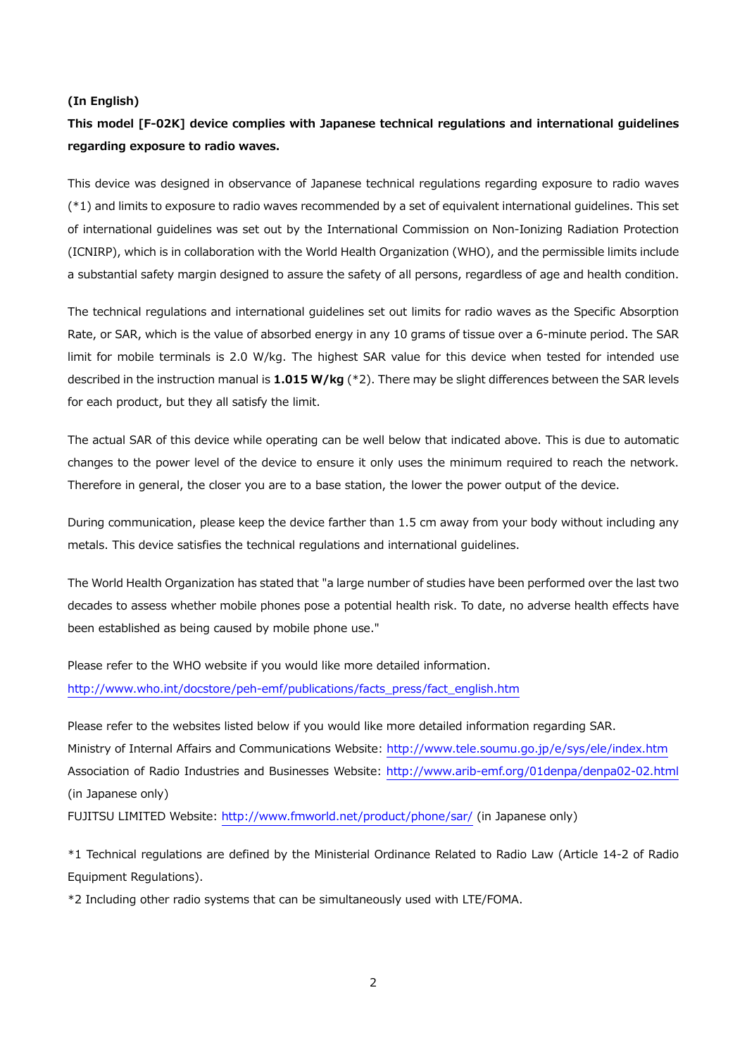**(In English)**

**This model [F-02K] device complies with Japanese technical regulations and international guidelines regarding exposure to radio waves.**

This device was designed in observance of Japanese technical regulations regarding exposure to radio waves (*1) and limits to exposure to radio waves recommended by a set of equivalent international guidelines. This set of international guidelines was set out by the International Commission on Non-Ionizing Radiation Protection (ICNIRP), which is in collaboration with the World Health Organization (WHO), and the permissible limits include a substantial safety margin designed to assure the safety of all persons, regardless of age and health condition.

The technical regulations and international guidelines set out limits for radio waves as the Specific Absorption Rate, or SAR, which is the value of absorbed energy in any 10 grams of tissue over a 6-minute period. The SAR limit for mobile terminals is 2.0 W/kg. The highest SAR value for this device when tested for intended use described in the instruction manual is **1.015 W/kg** (*2). There may be slight differences between the SAR levels for each product, but they all satisfy the limit.

The actual SAR of this device while operating can be well below that indicated above. This is due to automatic changes to the power level of the device to ensure it only uses the minimum required to reach the network. Therefore in general, the closer you are to a base station, the lower the power output of the device.

During communication, please keep the device farther than 1.5 cm away from your body without including any metals. This device satisfies the technical regulations and international guidelines.

The World Health Organization has stated that "a large number of studies have been performed over the last two decades to assess whether mobile phones pose a potential health risk. To date, no adverse health effects have been established as being caused by mobile phone use."

Please refer to the WHO website if you would like more detailed information.
http://www.who.int/docstore/peh-emf/publications/facts_press/fact_english.htm

Please refer to the websites listed below if you would like more detailed information regarding SAR.
Ministry of Internal Affairs and Communications Website: http://www.tele.soumu.go.jp/e/sys/ele/index.htm
Association of Radio Industries and Businesses Website: http://www.arib-emf.org/01denpa/denpa02-02.html (in Japanese only)
FUJITSU LIMITED Website: http://www.fmworld.net/product/phone/sar/ (in Japanese only)

*1 Technical regulations are defined by the Ministerial Ordinance Related to Radio Law (Article 14-2 of Radio Equipment Regulations).

*2 Including other radio systems that can be simultaneously used with LTE/FOMA.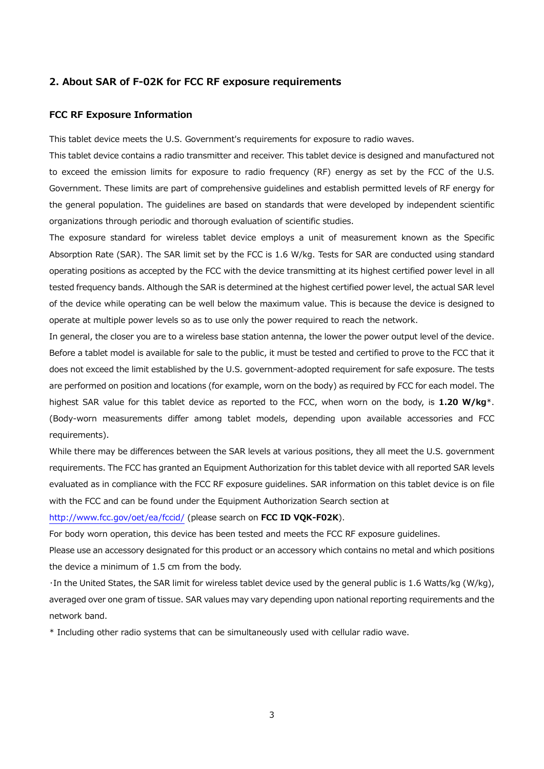## 2. About SAR of F-02K for FCC RF exposure requirements

### FCC RF Exposure Information

This tablet device meets the U.S. Government's requirements for exposure to radio waves.

This tablet device contains a radio transmitter and receiver. This tablet device is designed and manufactured not to exceed the emission limits for exposure to radio frequency (RF) energy as set by the FCC of the U.S. Government. These limits are part of comprehensive guidelines and establish permitted levels of RF energy for the general population. The guidelines are based on standards that were developed by independent scientific organizations through periodic and thorough evaluation of scientific studies.

The exposure standard for wireless tablet device employs a unit of measurement known as the Specific Absorption Rate (SAR). The SAR limit set by the FCC is 1.6 W/kg. Tests for SAR are conducted using standard operating positions as accepted by the FCC with the device transmitting at its highest certified power level in all tested frequency bands. Although the SAR is determined at the highest certified power level, the actual SAR level of the device while operating can be well below the maximum value. This is because the device is designed to operate at multiple power levels so as to use only the power required to reach the network.

In general, the closer you are to a wireless base station antenna, the lower the power output level of the device. Before a tablet model is available for sale to the public, it must be tested and certified to prove to the FCC that it does not exceed the limit established by the U.S. government-adopted requirement for safe exposure. The tests are performed on position and locations (for example, worn on the body) as required by FCC for each model. The highest SAR value for this tablet device as reported to the FCC, when worn on the body, is **1.20 W/kg***. (Body-worn measurements differ among tablet models, depending upon available accessories and FCC requirements).

While there may be differences between the SAR levels at various positions, they all meet the U.S. government requirements. The FCC has granted an Equipment Authorization for this tablet device with all reported SAR levels evaluated as in compliance with the FCC RF exposure guidelines. SAR information on this tablet device is on file with the FCC and can be found under the Equipment Authorization Search section at

http://www.fcc.gov/oet/ea/fccid/ (please search on **FCC ID VQK-F02K**).

For body worn operation, this device has been tested and meets the FCC RF exposure guidelines.

Please use an accessory designated for this product or an accessory which contains no metal and which positions the device a minimum of 1.5 cm from the body.

・In the United States, the SAR limit for wireless tablet device used by the general public is 1.6 Watts/kg (W/kg), averaged over one gram of tissue. SAR values may vary depending upon national reporting requirements and the network band.

* Including other radio systems that can be simultaneously used with cellular radio wave.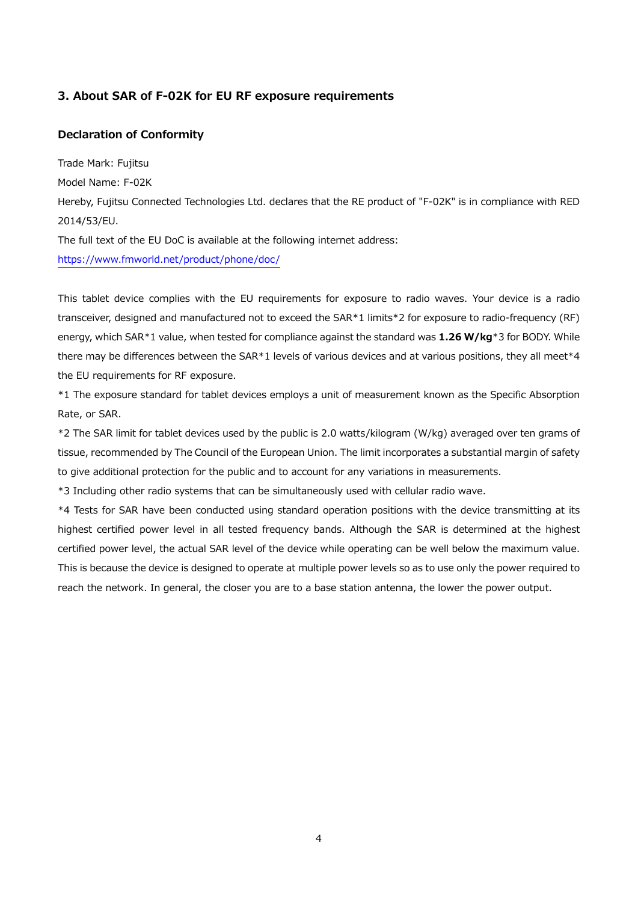## 3. About SAR of F-02K for EU RF exposure requirements

### Declaration of Conformity

Trade Mark: Fujitsu

Model Name: F-02K

Hereby, Fujitsu Connected Technologies Ltd. declares that the RE product of "F-02K" is in compliance with RED 2014/53/EU.

The full text of the EU DoC is available at the following internet address:

https://www.fmworld.net/product/phone/doc/

This tablet device complies with the EU requirements for exposure to radio waves. Your device is a radio transceiver, designed and manufactured not to exceed the SAR*1 limits*2 for exposure to radio-frequency (RF) energy, which SAR*1 value, when tested for compliance against the standard was **1.26 W/kg***3 for BODY. While there may be differences between the SAR*1 levels of various devices and at various positions, they all meet*4 the EU requirements for RF exposure.

*1 The exposure standard for tablet devices employs a unit of measurement known as the Specific Absorption Rate, or SAR.

*2 The SAR limit for tablet devices used by the public is 2.0 watts/kilogram (W/kg) averaged over ten grams of tissue, recommended by The Council of the European Union. The limit incorporates a substantial margin of safety to give additional protection for the public and to account for any variations in measurements.

*3 Including other radio systems that can be simultaneously used with cellular radio wave.

*4 Tests for SAR have been conducted using standard operation positions with the device transmitting at its highest certified power level in all tested frequency bands. Although the SAR is determined at the highest certified power level, the actual SAR level of the device while operating can be well below the maximum value. This is because the device is designed to operate at multiple power levels so as to use only the power required to reach the network. In general, the closer you are to a base station antenna, the lower the power output.